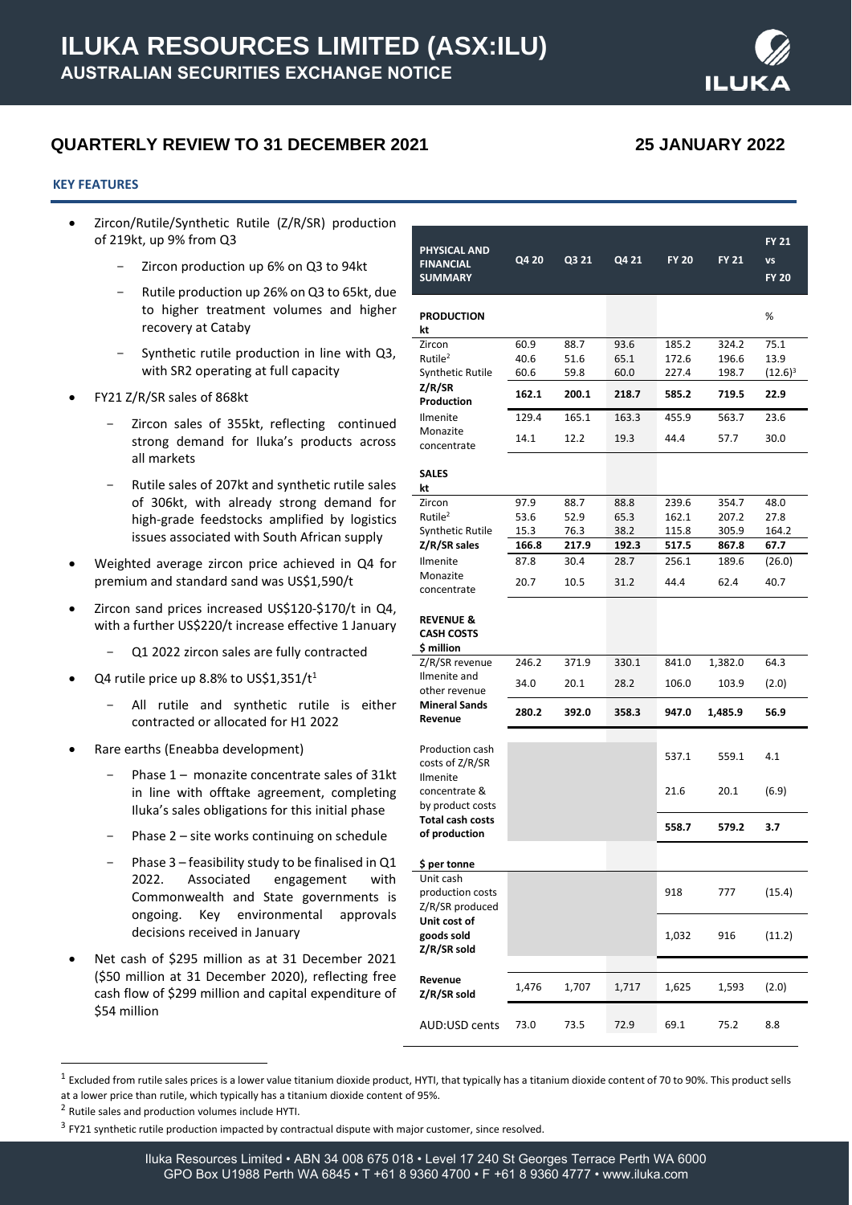# ILUKA RESOURCES LIMITED (ASX:ILU)

## AUSTRALIAN SECURITIES EXCHANGE NOTICE

## QUARTERLY REVIEW TO 31 DECEMBER 2021

**25 JANUARY 2022**

### KEY FEATURES

- Zircon/Rutile/Synthetic Rutile (Z/R/SR) production of 219kt, up 9% from Q3
  - Zircon production up 6% on Q3 to 94kt
  - Rutile production up 26% on Q3 to 65kt, due to higher treatment volumes and higher recovery at Cataby
  - Synthetic rutile production in line with Q3, with SR2 operating at full capacity
- FY21 Z/R/SR sales of 868kt
  - Zircon sales of 355kt, reflecting continued strong demand for Iluka's products across all markets
  - Rutile sales of 207kt and synthetic rutile sales of 306kt, with already strong demand for high-grade feedstocks amplified by logistics issues associated with South African supply
- Weighted average zircon price achieved in Q4 for premium and standard sand was US$1,590/t
- Zircon sand prices increased US$120-$170/t in Q4, with a further US$220/t increase effective 1 January
  - Q1 2022 zircon sales are fully contracted
- Q4 rutile price up 8.8% to US$1,351/t[1]
  - All rutile and synthetic rutile is either contracted or allocated for H1 2022
- Rare earths (Eneabba development)
  - Phase 1 – monazite concentrate sales of 31kt in line with offtake agreement, completing Iluka's sales obligations for this initial phase
  - Phase 2 – site works continuing on schedule
  - Phase 3 – feasibility study to be finalised in Q1 2022. Associated engagement with Commonwealth and State governments is ongoing. Key environmental approvals decisions received in January
- Net cash of $295 million as at 31 December 2021 ($50 million at 31 December 2020), reflecting free cash flow of $299 million and capital expenditure of $54 million

| PHYSICAL AND FINANCIAL SUMMARY | Q4 20 | Q3 21 | Q4 21 | FY 20 | FY 21 | FY 21 vs FY 20 |
|---|---|---|---|---|---|---|
| **PRODUCTION kt** | | | | | | % |
| Zircon | 60.9 | 88.7 | 93.6 | 185.2 | 324.2 | 75.1 |
| Rutile[2] | 40.6 | 51.6 | 65.1 | 172.6 | 196.6 | 13.9 |
| Synthetic Rutile | 60.6 | 59.8 | 60.0 | 227.4 | 198.7 | (12.6)[3] |
| **Z/R/SR Production** | **162.1** | **200.1** | **218.7** | **585.2** | **719.5** | **22.9** |
| Ilmenite | 129.4 | 165.1 | 163.3 | 455.9 | 563.7 | 23.6 |
| Monazite concentrate | 14.1 | 12.2 | 19.3 | 44.4 | 57.7 | 30.0 |
| **SALES kt** | | | | | | |
| Zircon | 97.9 | 88.7 | 88.8 | 239.6 | 354.7 | 48.0 |
| Rutile[2] | 53.6 | 52.9 | 65.3 | 162.1 | 207.2 | 27.8 |
| Synthetic Rutile | 15.3 | 76.3 | 38.2 | 115.8 | 305.9 | 164.2 |
| **Z/R/SR sales** | **166.8** | **217.9** | **192.3** | **517.5** | **867.8** | **67.7** |
| Ilmenite | 87.8 | 30.4 | 28.7 | 256.1 | 189.6 | (26.0) |
| Monazite concentrate | 20.7 | 10.5 | 31.2 | 44.4 | 62.4 | 40.7 |
| **REVENUE & CASH COSTS $ million** | | | | | | |
| Z/R/SR revenue | 246.2 | 371.9 | 330.1 | 841.0 | 1,382.0 | 64.3 |
| Ilmenite and other revenue | 34.0 | 20.1 | 28.2 | 106.0 | 103.9 | (2.0) |
| **Mineral Sands Revenue** | **280.2** | **392.0** | **358.3** | **947.0** | **1,485.9** | **56.9** |
| Production cash costs of Z/R/SR | | | | 537.1 | 559.1 | 4.1 |
| Ilmenite concentrate & by product costs | | | | 21.6 | 20.1 | (6.9) |
| **Total cash costs of production** | | | | **558.7** | **579.2** | **3.7** |
| **$ per tonne** | | | | | | |
| Unit cash production costs Z/R/SR produced | | | | 918 | 777 | (15.4) |
| **Unit cost of goods sold Z/R/SR sold** | | | | 1,032 | 916 | (11.2) |
| **Revenue Z/R/SR sold** | 1,476 | 1,707 | 1,717 | 1,625 | 1,593 | (2.0) |
| AUD:USD cents | 73.0 | 73.5 | 72.9 | 69.1 | 75.2 | 8.8 |

[1] Excluded from rutile sales prices is a lower value titanium dioxide product, HYTI, that typically has a titanium dioxide content of 70 to 90%. This product sells at a lower price than rutile, which typically has a titanium dioxide content of 95%.

[2] Rutile sales and production volumes include HYTI.

[3] FY21 synthetic rutile production impacted by contractual dispute with major customer, since resolved.

Iluka Resources Limited • ABN 34 008 675 018 • Level 17 240 St Georges Terrace Perth WA 6000
GPO Box U1988 Perth WA 6845 • T +61 8 9360 4700 • F +61 8 9360 4777 • www.iluka.com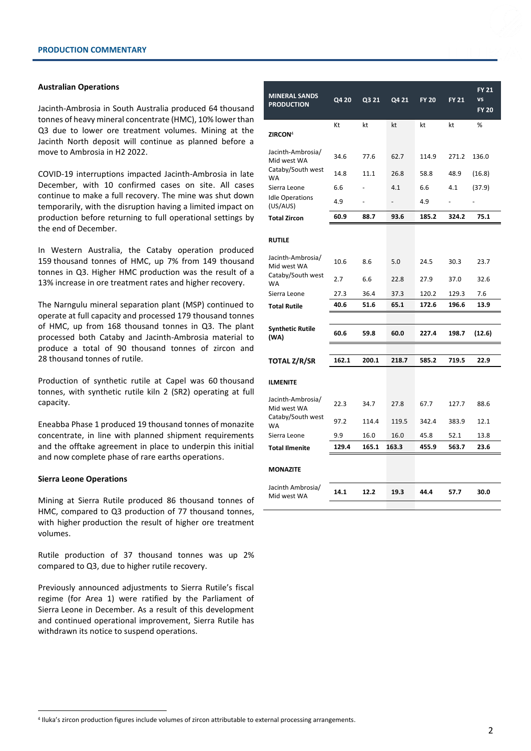## PRODUCTION COMMENTARY

### Australian Operations

Jacinth-Ambrosia in South Australia produced 64 thousand tonnes of heavy mineral concentrate (HMC), 10% lower than Q3 due to lower ore treatment volumes. Mining at the Jacinth North deposit will continue as planned before a move to Ambrosia in H2 2022.

COVID-19 interruptions impacted Jacinth-Ambrosia in late December, with 10 confirmed cases on site. All cases continue to make a full recovery. The mine was shut down temporarily, with the disruption having a limited impact on production before returning to full operational settings by the end of December.

In Western Australia, the Cataby operation produced 159 thousand tonnes of HMC, up 7% from 149 thousand tonnes in Q3. Higher HMC production was the result of a 13% increase in ore treatment rates and higher recovery.

The Narngulu mineral separation plant (MSP) continued to operate at full capacity and processed 179 thousand tonnes of HMC, up from 168 thousand tonnes in Q3. The plant processed both Cataby and Jacinth-Ambrosia material to produce a total of 90 thousand tonnes of zircon and 28 thousand tonnes of rutile.

Production of synthetic rutile at Capel was 60 thousand tonnes, with synthetic rutile kiln 2 (SR2) operating at full capacity.

Eneabba Phase 1 produced 19 thousand tonnes of monazite concentrate, in line with planned shipment requirements and the offtake agreement in place to underpin this initial and now complete phase of rare earths operations.

### Sierra Leone Operations

Mining at Sierra Rutile produced 86 thousand tonnes of HMC, compared to Q3 production of 77 thousand tonnes, with higher production the result of higher ore treatment volumes.

Rutile production of 37 thousand tonnes was up 2% compared to Q3, due to higher rutile recovery.

Previously announced adjustments to Sierra Rutile's fiscal regime (for Area 1) were ratified by the Parliament of Sierra Leone in December. As a result of this development and continued operational improvement, Sierra Rutile has withdrawn its notice to suspend operations.

| MINERAL SANDS PRODUCTION | Q4 20 | Q3 21 | Q4 21 | FY 20 | FY 21 | FY 21 vs FY 20 |
|---|---|---|---|---|---|---|
| | Kt | kt | kt | kt | kt | % |
| **ZIRCON**[4] | | | | | | |
| Jacinth-Ambrosia/ Mid west WA | 34.6 | 77.6 | 62.7 | 114.9 | 271.2 | 136.0 |
| Cataby/South west WA | 14.8 | 11.1 | 26.8 | 58.8 | 48.9 | (16.8) |
| Sierra Leone | 6.6 | - | 4.1 | 6.6 | 4.1 | (37.9) |
| Idle Operations (US/AUS) | 4.9 | - | - | 4.9 | - | - |
| **Total Zircon** | **60.9** | **88.7** | **93.6** | **185.2** | **324.2** | **75.1** |
| **RUTILE** | | | | | | |
| Jacinth-Ambrosia/ Mid west WA | 10.6 | 8.6 | 5.0 | 24.5 | 30.3 | 23.7 |
| Cataby/South west WA | 2.7 | 6.6 | 22.8 | 27.9 | 37.0 | 32.6 |
| Sierra Leone | 27.3 | 36.4 | 37.3 | 120.2 | 129.3 | 7.6 |
| **Total Rutile** | **40.6** | **51.6** | **65.1** | **172.6** | **196.6** | **13.9** |
| **Synthetic Rutile (WA)** | **60.6** | **59.8** | **60.0** | **227.4** | **198.7** | **(12.6)** |
| **TOTAL Z/R/SR** | **162.1** | **200.1** | **218.7** | **585.2** | **719.5** | **22.9** |
| **ILMENITE** | | | | | | |
| Jacinth-Ambrosia/ Mid west WA | 22.3 | 34.7 | 27.8 | 67.7 | 127.7 | 88.6 |
| Cataby/South west WA | 97.2 | 114.4 | 119.5 | 342.4 | 383.9 | 12.1 |
| Sierra Leone | 9.9 | 16.0 | 16.0 | 45.8 | 52.1 | 13.8 |
| **Total Ilmenite** | **129.4** | **165.1** | **163.3** | **455.9** | **563.7** | **23.6** |
| **MONAZITE** | | | | | | |
| Jacinth Ambrosia/ Mid west WA | **14.1** | **12.2** | **19.3** | **44.4** | **57.7** | **30.0** |

[4] Iluka's zircon production figures include volumes of zircon attributable to external processing arrangements.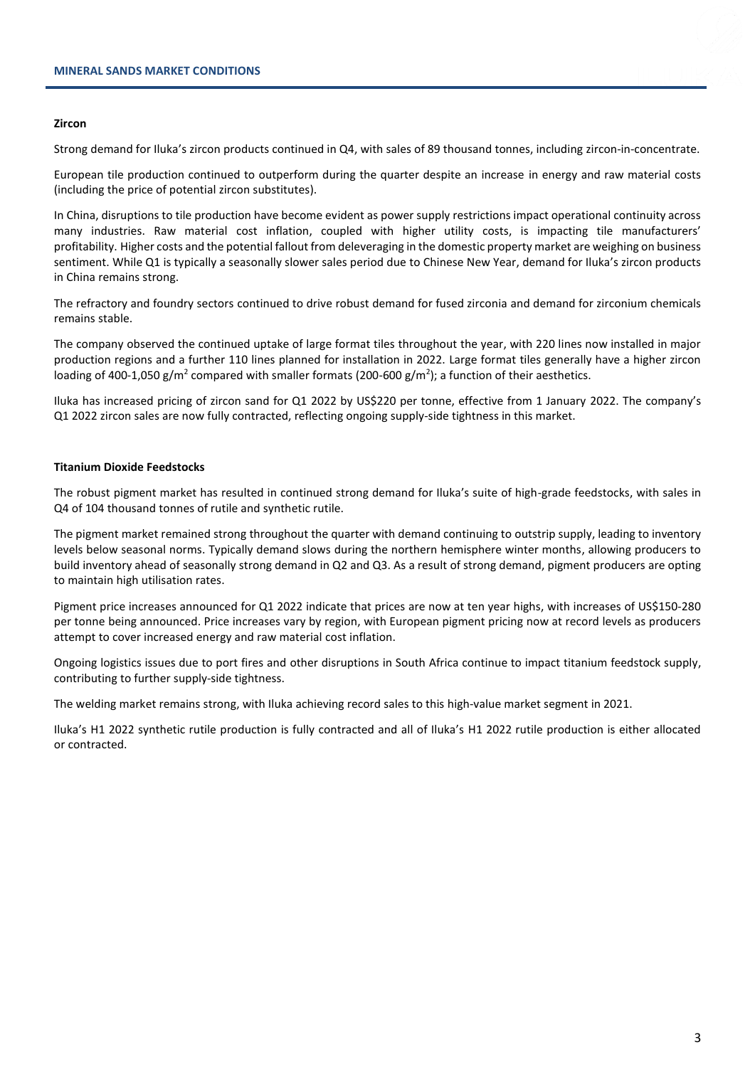## MINERAL SANDS MARKET CONDITIONS

### Zircon

Strong demand for Iluka's zircon products continued in Q4, with sales of 89 thousand tonnes, including zircon-in-concentrate.

European tile production continued to outperform during the quarter despite an increase in energy and raw material costs (including the price of potential zircon substitutes).

In China, disruptions to tile production have become evident as power supply restrictions impact operational continuity across many industries. Raw material cost inflation, coupled with higher utility costs, is impacting tile manufacturers' profitability. Higher costs and the potential fallout from deleveraging in the domestic property market are weighing on business sentiment. While Q1 is typically a seasonally slower sales period due to Chinese New Year, demand for Iluka's zircon products in China remains strong.

The refractory and foundry sectors continued to drive robust demand for fused zirconia and demand for zirconium chemicals remains stable.

The company observed the continued uptake of large format tiles throughout the year, with 220 lines now installed in major production regions and a further 110 lines planned for installation in 2022. Large format tiles generally have a higher zircon loading of 400-1,050 $g/m^2$ compared with smaller formats (200-600 $g/m^2$); a function of their aesthetics.

Iluka has increased pricing of zircon sand for Q1 2022 by US$220 per tonne, effective from 1 January 2022. The company's Q1 2022 zircon sales are now fully contracted, reflecting ongoing supply-side tightness in this market.

### Titanium Dioxide Feedstocks

The robust pigment market has resulted in continued strong demand for Iluka's suite of high-grade feedstocks, with sales in Q4 of 104 thousand tonnes of rutile and synthetic rutile.

The pigment market remained strong throughout the quarter with demand continuing to outstrip supply, leading to inventory levels below seasonal norms. Typically demand slows during the northern hemisphere winter months, allowing producers to build inventory ahead of seasonally strong demand in Q2 and Q3. As a result of strong demand, pigment producers are opting to maintain high utilisation rates.

Pigment price increases announced for Q1 2022 indicate that prices are now at ten year highs, with increases of US$150-280 per tonne being announced. Price increases vary by region, with European pigment pricing now at record levels as producers attempt to cover increased energy and raw material cost inflation.

Ongoing logistics issues due to port fires and other disruptions in South Africa continue to impact titanium feedstock supply, contributing to further supply-side tightness.

The welding market remains strong, with Iluka achieving record sales to this high-value market segment in 2021.

Iluka's H1 2022 synthetic rutile production is fully contracted and all of Iluka's H1 2022 rutile production is either allocated or contracted.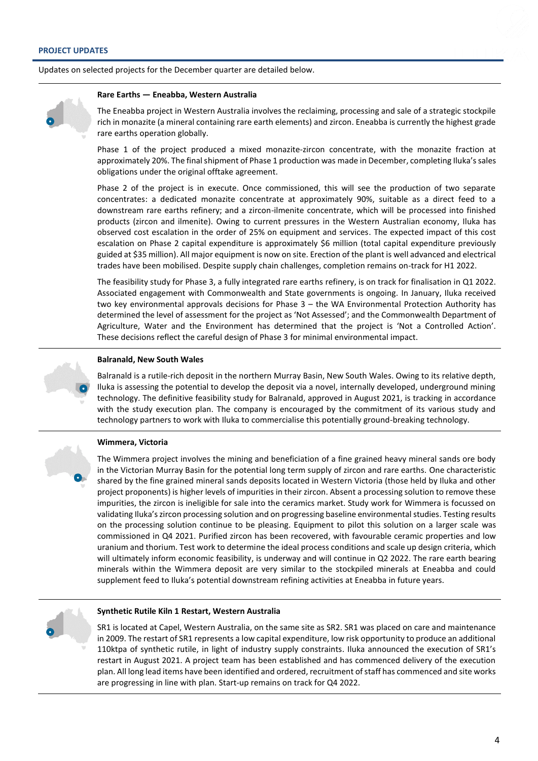## PROJECT UPDATES

Updates on selected projects for the December quarter are detailed below.

### Rare Earths — Eneabba, Western Australia

The Eneabba project in Western Australia involves the reclaiming, processing and sale of a strategic stockpile rich in monazite (a mineral containing rare earth elements) and zircon. Eneabba is currently the highest grade rare earths operation globally.

Phase 1 of the project produced a mixed monazite-zircon concentrate, with the monazite fraction at approximately 20%. The final shipment of Phase 1 production was made in December, completing Iluka's sales obligations under the original offtake agreement.

Phase 2 of the project is in execute. Once commissioned, this will see the production of two separate concentrates: a dedicated monazite concentrate at approximately 90%, suitable as a direct feed to a downstream rare earths refinery; and a zircon-ilmenite concentrate, which will be processed into finished products (zircon and ilmenite). Owing to current pressures in the Western Australian economy, Iluka has observed cost escalation in the order of 25% on equipment and services. The expected impact of this cost escalation on Phase 2 capital expenditure is approximately $6 million (total capital expenditure previously guided at $35 million). All major equipment is now on site. Erection of the plant is well advanced and electrical trades have been mobilised. Despite supply chain challenges, completion remains on-track for H1 2022.

The feasibility study for Phase 3, a fully integrated rare earths refinery, is on track for finalisation in Q1 2022. Associated engagement with Commonwealth and State governments is ongoing. In January, Iluka received two key environmental approvals decisions for Phase 3 – the WA Environmental Protection Authority has determined the level of assessment for the project as 'Not Assessed'; and the Commonwealth Department of Agriculture, Water and the Environment has determined that the project is 'Not a Controlled Action'. These decisions reflect the careful design of Phase 3 for minimal environmental impact.

### Balranald, New South Wales

Balranald is a rutile-rich deposit in the northern Murray Basin, New South Wales. Owing to its relative depth, Iluka is assessing the potential to develop the deposit via a novel, internally developed, underground mining technology. The definitive feasibility study for Balranald, approved in August 2021, is tracking in accordance with the study execution plan. The company is encouraged by the commitment of its various study and technology partners to work with Iluka to commercialise this potentially ground-breaking technology.

### Wimmera, Victoria

The Wimmera project involves the mining and beneficiation of a fine grained heavy mineral sands ore body in the Victorian Murray Basin for the potential long term supply of zircon and rare earths. One characteristic shared by the fine grained mineral sands deposits located in Western Victoria (those held by Iluka and other project proponents) is higher levels of impurities in their zircon. Absent a processing solution to remove these impurities, the zircon is ineligible for sale into the ceramics market. Study work for Wimmera is focussed on validating Iluka's zircon processing solution and on progressing baseline environmental studies. Testing results on the processing solution continue to be pleasing. Equipment to pilot this solution on a larger scale was commissioned in Q4 2021. Purified zircon has been recovered, with favourable ceramic properties and low uranium and thorium. Test work to determine the ideal process conditions and scale up design criteria, which will ultimately inform economic feasibility, is underway and will continue in Q2 2022. The rare earth bearing minerals within the Wimmera deposit are very similar to the stockpiled minerals at Eneabba and could supplement feed to Iluka's potential downstream refining activities at Eneabba in future years.

### Synthetic Rutile Kiln 1 Restart, Western Australia

SR1 is located at Capel, Western Australia, on the same site as SR2. SR1 was placed on care and maintenance in 2009. The restart of SR1 represents a low capital expenditure, low risk opportunity to produce an additional 110ktpa of synthetic rutile, in light of industry supply constraints. Iluka announced the execution of SR1's restart in August 2021. A project team has been established and has commenced delivery of the execution plan. All long lead items have been identified and ordered, recruitment of staff has commenced and site works are progressing in line with plan. Start-up remains on track for Q4 2022.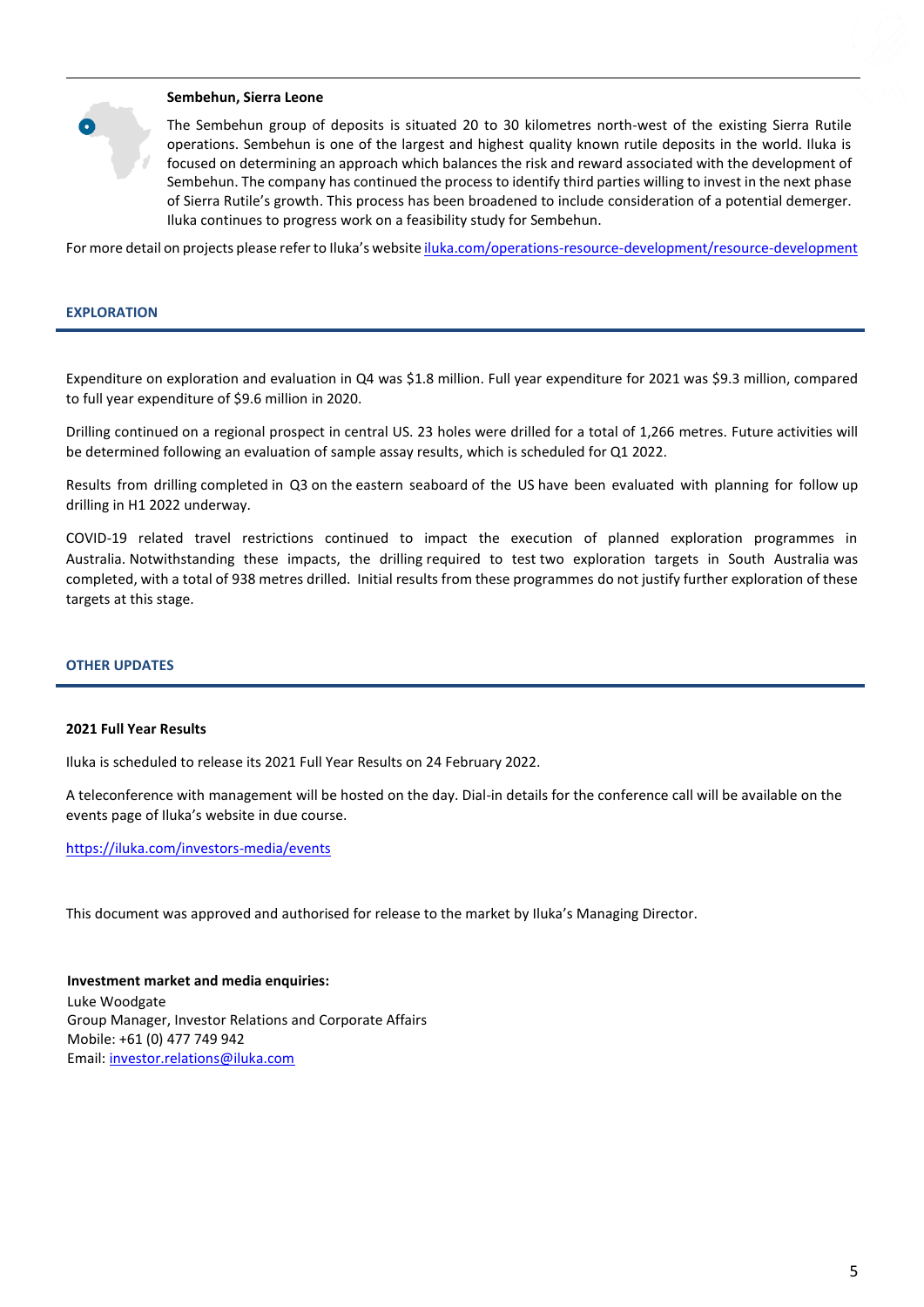**Sembehun, Sierra Leone**

The Sembehun group of deposits is situated 20 to 30 kilometres north-west of the existing Sierra Rutile operations. Sembehun is one of the largest and highest quality known rutile deposits in the world. Iluka is focused on determining an approach which balances the risk and reward associated with the development of Sembehun. The company has continued the process to identify third parties willing to invest in the next phase of Sierra Rutile's growth. This process has been broadened to include consideration of a potential demerger. Iluka continues to progress work on a feasibility study for Sembehun.

For more detail on projects please refer to Iluka's website [iluka.com/operations-resource-development/resource-development](iluka.com/operations-resource-development/resource-development)

## EXPLORATION

Expenditure on exploration and evaluation in Q4 was $1.8 million. Full year expenditure for 2021 was $9.3 million, compared to full year expenditure of $9.6 million in 2020.

Drilling continued on a regional prospect in central US. 23 holes were drilled for a total of 1,266 metres. Future activities will be determined following an evaluation of sample assay results, which is scheduled for Q1 2022.

Results from drilling completed in Q3 on the eastern seaboard of the US have been evaluated with planning for follow up drilling in H1 2022 underway.

COVID-19 related travel restrictions continued to impact the execution of planned exploration programmes in Australia. Notwithstanding these impacts, the drilling required to test two exploration targets in South Australia was completed, with a total of 938 metres drilled. Initial results from these programmes do not justify further exploration of these targets at this stage.

## OTHER UPDATES

**2021 Full Year Results**

Iluka is scheduled to release its 2021 Full Year Results on 24 February 2022.

A teleconference with management will be hosted on the day. Dial-in details for the conference call will be available on the events page of Iluka's website in due course.

[https://iluka.com/investors-media/events](https://iluka.com/investors-media/events)

This document was approved and authorised for release to the market by Iluka's Managing Director.

**Investment market and media enquiries:**
Luke Woodgate
Group Manager, Investor Relations and Corporate Affairs
Mobile: +61 (0) 477 749 942
Email: [investor.relations@iluka.com](mailto:investor.relations@iluka.com)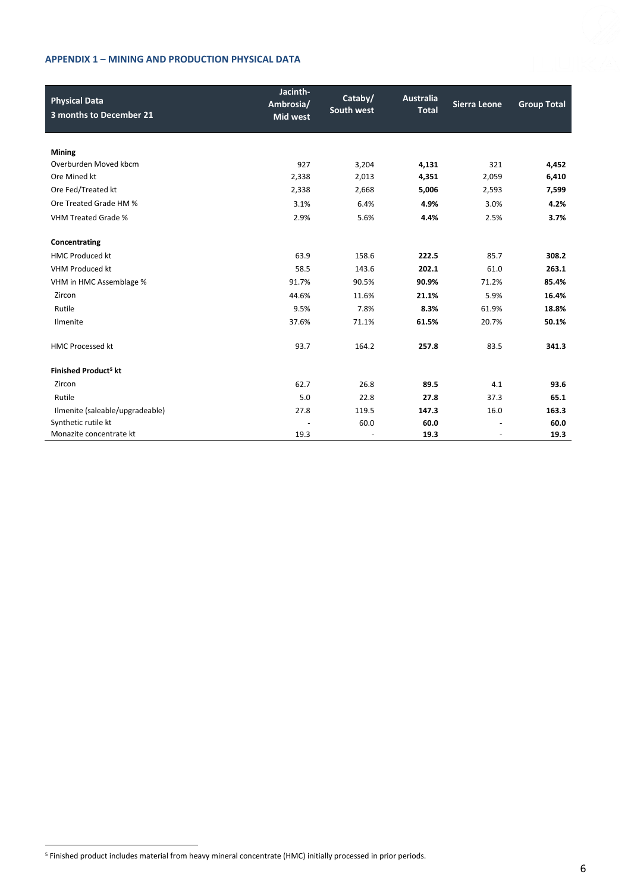## APPENDIX 1 – MINING AND PRODUCTION PHYSICAL DATA

| Physical Data<br>3 months to December 21 | Jacinth-Ambrosia/ Mid west | Cataby/ South west | Australia Total | Sierra Leone | Group Total |
|---|---|---|---|---|---|
| **Mining** | | | | | |
| Overburden Moved kbcm | 927 | 3,204 | **4,131** | 321 | **4,452** |
| Ore Mined kt | 2,338 | 2,013 | **4,351** | 2,059 | **6,410** |
| Ore Fed/Treated kt | 2,338 | 2,668 | **5,006** | 2,593 | **7,599** |
| Ore Treated Grade HM % | 3.1% | 6.4% | **4.9%** | 3.0% | **4.2%** |
| VHM Treated Grade % | 2.9% | 5.6% | **4.4%** | 2.5% | **3.7%** |
| **Concentrating** | | | | | |
| HMC Produced kt | 63.9 | 158.6 | **222.5** | 85.7 | **308.2** |
| VHM Produced kt | 58.5 | 143.6 | **202.1** | 61.0 | **263.1** |
| VHM in HMC Assemblage % | 91.7% | 90.5% | **90.9%** | 71.2% | **85.4%** |
| Zircon | 44.6% | 11.6% | **21.1%** | 5.9% | **16.4%** |
| Rutile | 9.5% | 7.8% | **8.3%** | 61.9% | **18.8%** |
| Ilmenite | 37.6% | 71.1% | **61.5%** | 20.7% | **50.1%** |
| HMC Processed kt | 93.7 | 164.2 | **257.8** | 83.5 | **341.3** |
| **Finished Product[5] kt** | | | | | |
| Zircon | 62.7 | 26.8 | **89.5** | 4.1 | **93.6** |
| Rutile | 5.0 | 22.8 | **27.8** | 37.3 | **65.1** |
| Ilmenite (saleable/upgradeable) | 27.8 | 119.5 | **147.3** | 16.0 | **163.3** |
| Synthetic rutile kt | - | 60.0 | **60.0** | - | **60.0** |
| Monazite concentrate kt | 19.3 | - | **19.3** | - | **19.3** |

[5] Finished product includes material from heavy mineral concentrate (HMC) initially processed in prior periods.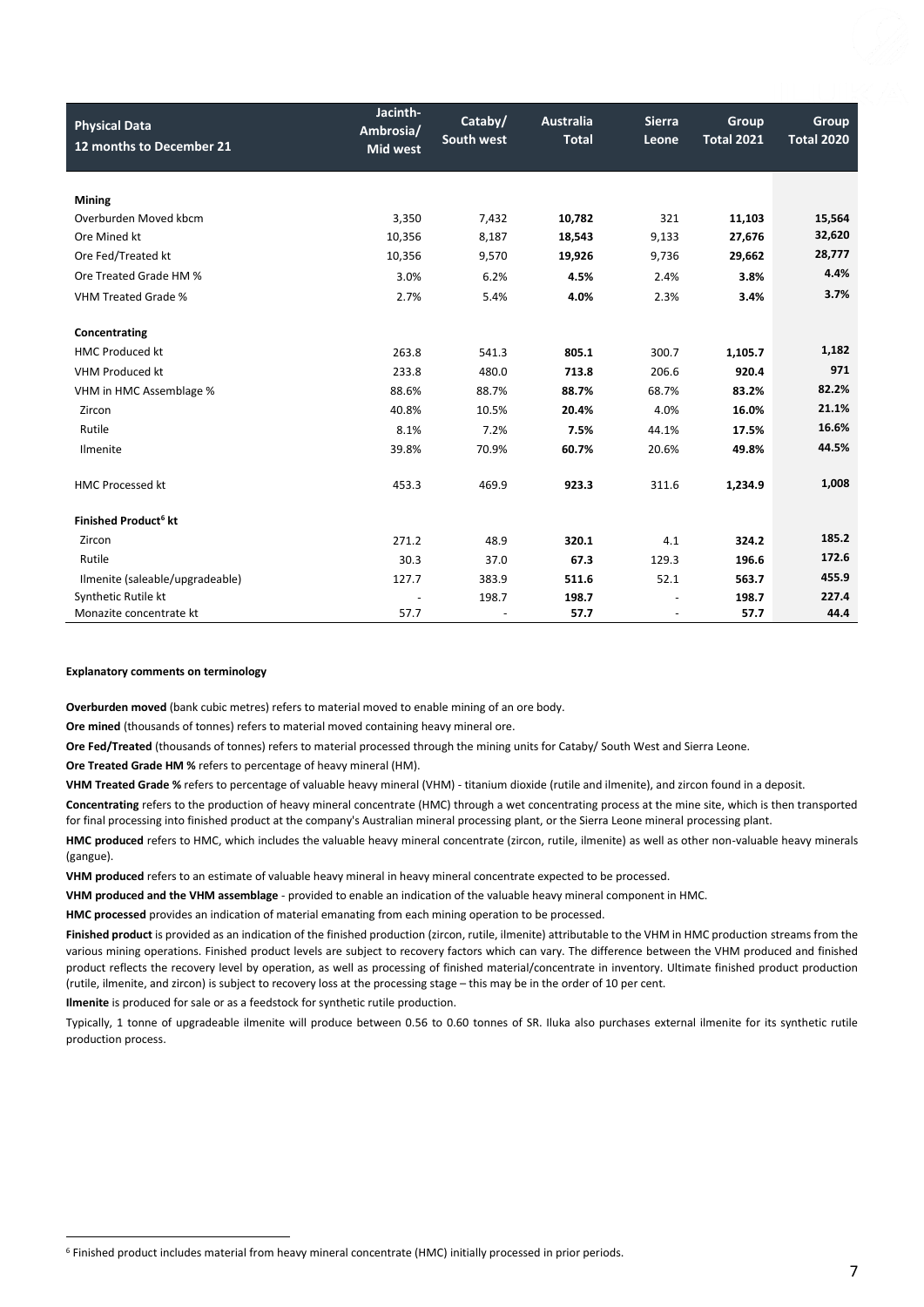| Physical Data 12 months to December 21 | Jacinth-Ambrosia/ Mid west | Cataby/ South west | Australia Total | Sierra Leone | Group Total 2021 | Group Total 2020 |
|---|---|---|---|---|---|---|
| **Mining** | | | | | | |
| Overburden Moved kbcm | 3,350 | 7,432 | **10,782** | 321 | **11,103** | **15,564** |
| Ore Mined kt | 10,356 | 8,187 | **18,543** | 9,133 | **27,676** | **32,620** |
| Ore Fed/Treated kt | 10,356 | 9,570 | **19,926** | 9,736 | **29,662** | **28,777** |
| Ore Treated Grade HM % | 3.0% | 6.2% | **4.5%** | 2.4% | **3.8%** | **4.4%** |
| VHM Treated Grade % | 2.7% | 5.4% | **4.0%** | 2.3% | **3.4%** | **3.7%** |
| **Concentrating** | | | | | | |
| HMC Produced kt | 263.8 | 541.3 | **805.1** | 300.7 | **1,105.7** | **1,182** |
| VHM Produced kt | 233.8 | 480.0 | **713.8** | 206.6 | **920.4** | **971** |
| VHM in HMC Assemblage % | 88.6% | 88.7% | **88.7%** | 68.7% | **83.2%** | **82.2%** |
| Zircon | 40.8% | 10.5% | **20.4%** | 4.0% | **16.0%** | **21.1%** |
| Rutile | 8.1% | 7.2% | **7.5%** | 44.1% | **17.5%** | **16.6%** |
| Ilmenite | 39.8% | 70.9% | **60.7%** | 20.6% | **49.8%** | **44.5%** |
| HMC Processed kt | 453.3 | 469.9 | **923.3** | 311.6 | **1,234.9** | **1,008** |
| **Finished Product[6] kt** | | | | | | |
| Zircon | 271.2 | 48.9 | **320.1** | 4.1 | **324.2** | **185.2** |
| Rutile | 30.3 | 37.0 | **67.3** | 129.3 | **196.6** | **172.6** |
| Ilmenite (saleable/upgradeable) | 127.7 | 383.9 | **511.6** | 52.1 | **563.7** | **455.9** |
| Synthetic Rutile kt | - | 198.7 | **198.7** | - | **198.7** | **227.4** |
| Monazite concentrate kt | 57.7 | - | **57.7** | - | **57.7** | **44.4** |

**Explanatory comments on terminology**

**Overburden moved** (bank cubic metres) refers to material moved to enable mining of an ore body.

**Ore mined** (thousands of tonnes) refers to material moved containing heavy mineral ore.

**Ore Fed/Treated** (thousands of tonnes) refers to material processed through the mining units for Cataby/ South West and Sierra Leone.

**Ore Treated Grade HM %** refers to percentage of heavy mineral (HM).

**VHM Treated Grade %** refers to percentage of valuable heavy mineral (VHM) - titanium dioxide (rutile and ilmenite), and zircon found in a deposit.

**Concentrating** refers to the production of heavy mineral concentrate (HMC) through a wet concentrating process at the mine site, which is then transported for final processing into finished product at the company's Australian mineral processing plant, or the Sierra Leone mineral processing plant.

**HMC produced** refers to HMC, which includes the valuable heavy mineral concentrate (zircon, rutile, ilmenite) as well as other non-valuable heavy minerals (gangue).

**VHM produced** refers to an estimate of valuable heavy mineral in heavy mineral concentrate expected to be processed.

**VHM produced and the VHM assemblage** - provided to enable an indication of the valuable heavy mineral component in HMC.

**HMC processed** provides an indication of material emanating from each mining operation to be processed.

**Finished product** is provided as an indication of the finished production (zircon, rutile, ilmenite) attributable to the VHM in HMC production streams from the various mining operations. Finished product levels are subject to recovery factors which can vary. The difference between the VHM produced and finished product reflects the recovery level by operation, as well as processing of finished material/concentrate in inventory. Ultimate finished product production (rutile, ilmenite, and zircon) is subject to recovery loss at the processing stage – this may be in the order of 10 per cent.

**Ilmenite** is produced for sale or as a feedstock for synthetic rutile production.

Typically, 1 tonne of upgradeable ilmenite will produce between 0.56 to 0.60 tonnes of SR. Iluka also purchases external ilmenite for its synthetic rutile production process.

[6] Finished product includes material from heavy mineral concentrate (HMC) initially processed in prior periods.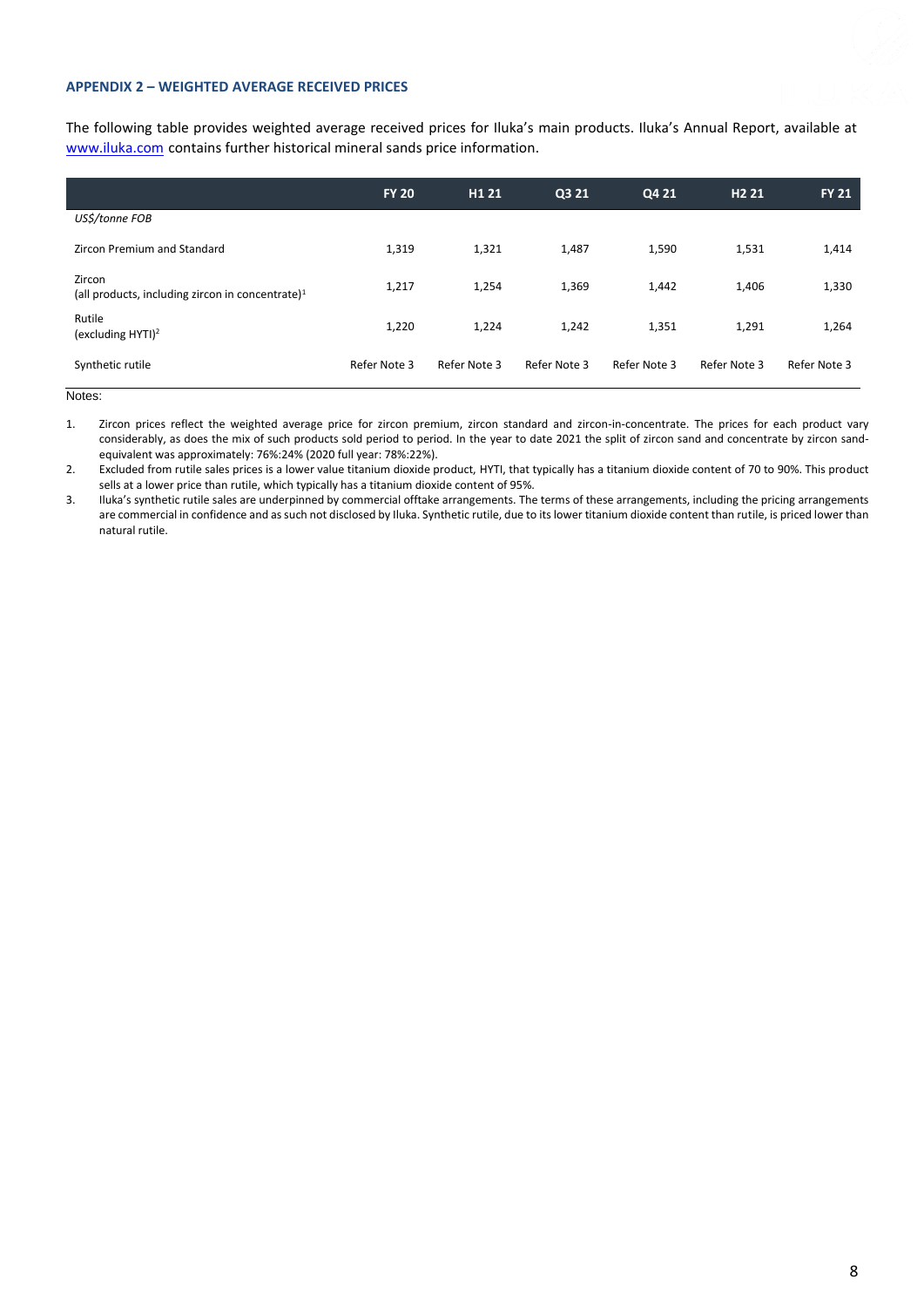### APPENDIX 2 – WEIGHTED AVERAGE RECEIVED PRICES

The following table provides weighted average received prices for Iluka's main products. Iluka's Annual Report, available at www.iluka.com contains further historical mineral sands price information.

| | FY 20 | H1 21 | Q3 21 | Q4 21 | H2 21 | FY 21 |
|---|---|---|---|---|---|---|
| *US$/tonne FOB* | | | | | | |
| Zircon Premium and Standard | 1,319 | 1,321 | 1,487 | 1,590 | 1,531 | 1,414 |
| Zircon (all products, including zircon in concentrate)[1] | 1,217 | 1,254 | 1,369 | 1,442 | 1,406 | 1,330 |
| Rutile (excluding HYTI)[2] | 1,220 | 1,224 | 1,242 | 1,351 | 1,291 | 1,264 |
| Synthetic rutile | Refer Note 3 | Refer Note 3 | Refer Note 3 | Refer Note 3 | Refer Note 3 | Refer Note 3 |

Notes:

1. Zircon prices reflect the weighted average price for zircon premium, zircon standard and zircon-in-concentrate. The prices for each product vary considerably, as does the mix of such products sold period to period. In the year to date 2021 the split of zircon sand and concentrate by zircon sand-equivalent was approximately: 76%:24% (2020 full year: 78%:22%).
2. Excluded from rutile sales prices is a lower value titanium dioxide product, HYTI, that typically has a titanium dioxide content of 70 to 90%. This product sells at a lower price than rutile, which typically has a titanium dioxide content of 95%.
3. Iluka's synthetic rutile sales are underpinned by commercial offtake arrangements. The terms of these arrangements, including the pricing arrangements are commercial in confidence and as such not disclosed by Iluka. Synthetic rutile, due to its lower titanium dioxide content than rutile, is priced lower than natural rutile.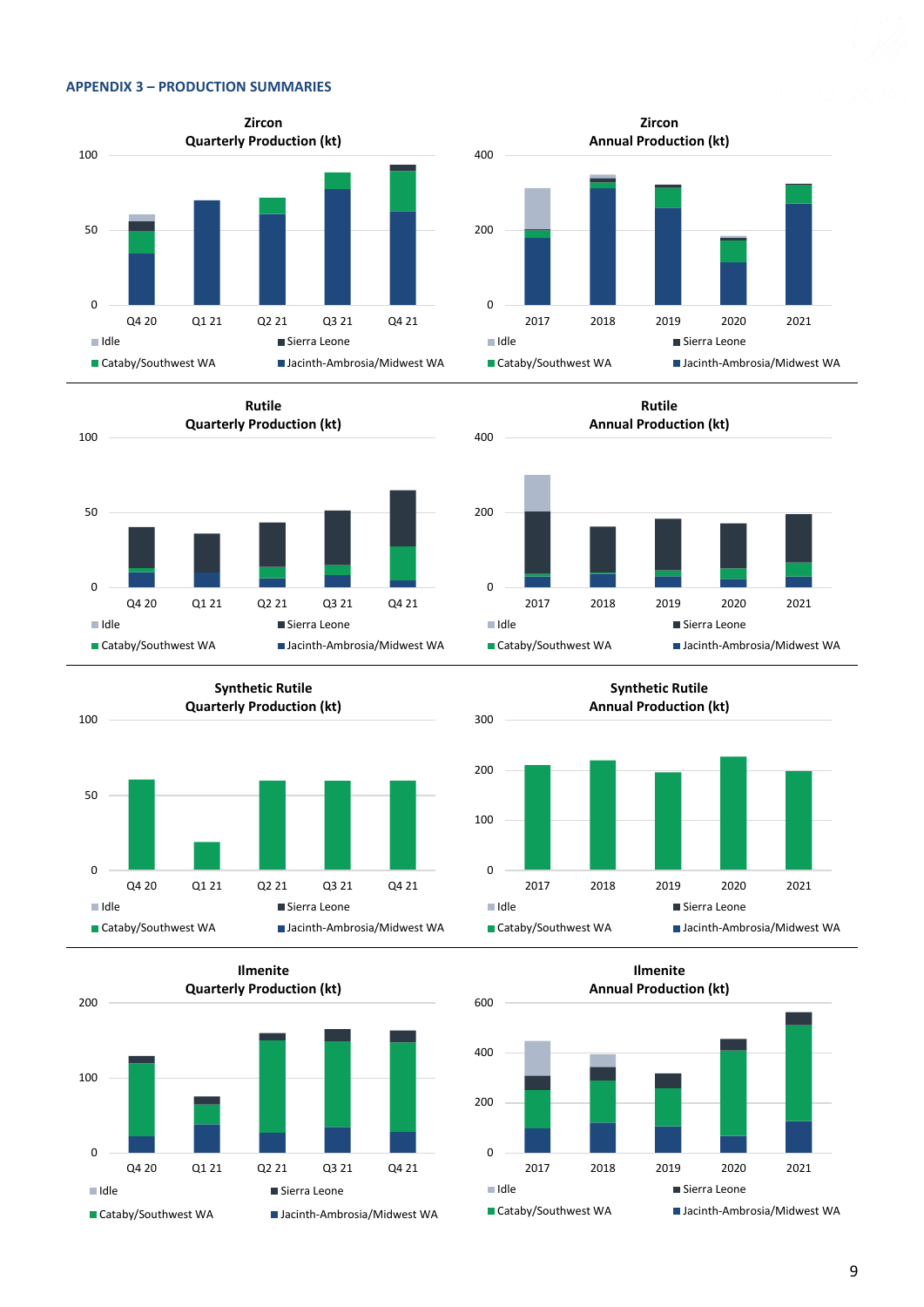## APPENDIX 3 – PRODUCTION SUMMARIES

**Zircon**
**Quarterly Production (kt)**

100
50
0
Q4 20 Q1 21 Q2 21 Q3 21 Q4 21
Idle
Sierra Leone
Cataby/Southwest WA
Jacinth-Ambrosia/Midwest WA

**Zircon**
**Annual Production (kt)**

400
200
0
2017 2018 2019 2020 2021
Idle
Sierra Leone
Cataby/Southwest WA
Jacinth-Ambrosia/Midwest WA

**Rutile**
**Quarterly Production (kt)**

100
50
0
Q4 20 Q1 21 Q2 21 Q3 21 Q4 21
Idle
Sierra Leone
Cataby/Southwest WA
Jacinth-Ambrosia/Midwest WA

**Rutile**
**Annual Production (kt)**

400
200
0
2017 2018 2019 2020 2021
Idle
Sierra Leone
Cataby/Southwest WA
Jacinth-Ambrosia/Midwest WA

**Synthetic Rutile**
**Quarterly Production (kt)**

100
50
0
Q4 20 Q1 21 Q2 21 Q3 21 Q4 21
Idle
Sierra Leone
Cataby/Southwest WA
Jacinth-Ambrosia/Midwest WA

**Synthetic Rutile**
**Annual Production (kt)**

300
200
100
0
2017 2018 2019 2020 2021
Idle
Sierra Leone
Cataby/Southwest WA
Jacinth-Ambrosia/Midwest WA

**Ilmenite**
**Quarterly Production (kt)**

200
100
0
Q4 20 Q1 21 Q2 21 Q3 21 Q4 21
Idle
Sierra Leone
Cataby/Southwest WA
Jacinth-Ambrosia/Midwest WA

**Ilmenite**
**Annual Production (kt)**

600
400
200
0
2017 2018 2019 2020 2021
Idle
Sierra Leone
Cataby/Southwest WA
Jacinth-Ambrosia/Midwest WA